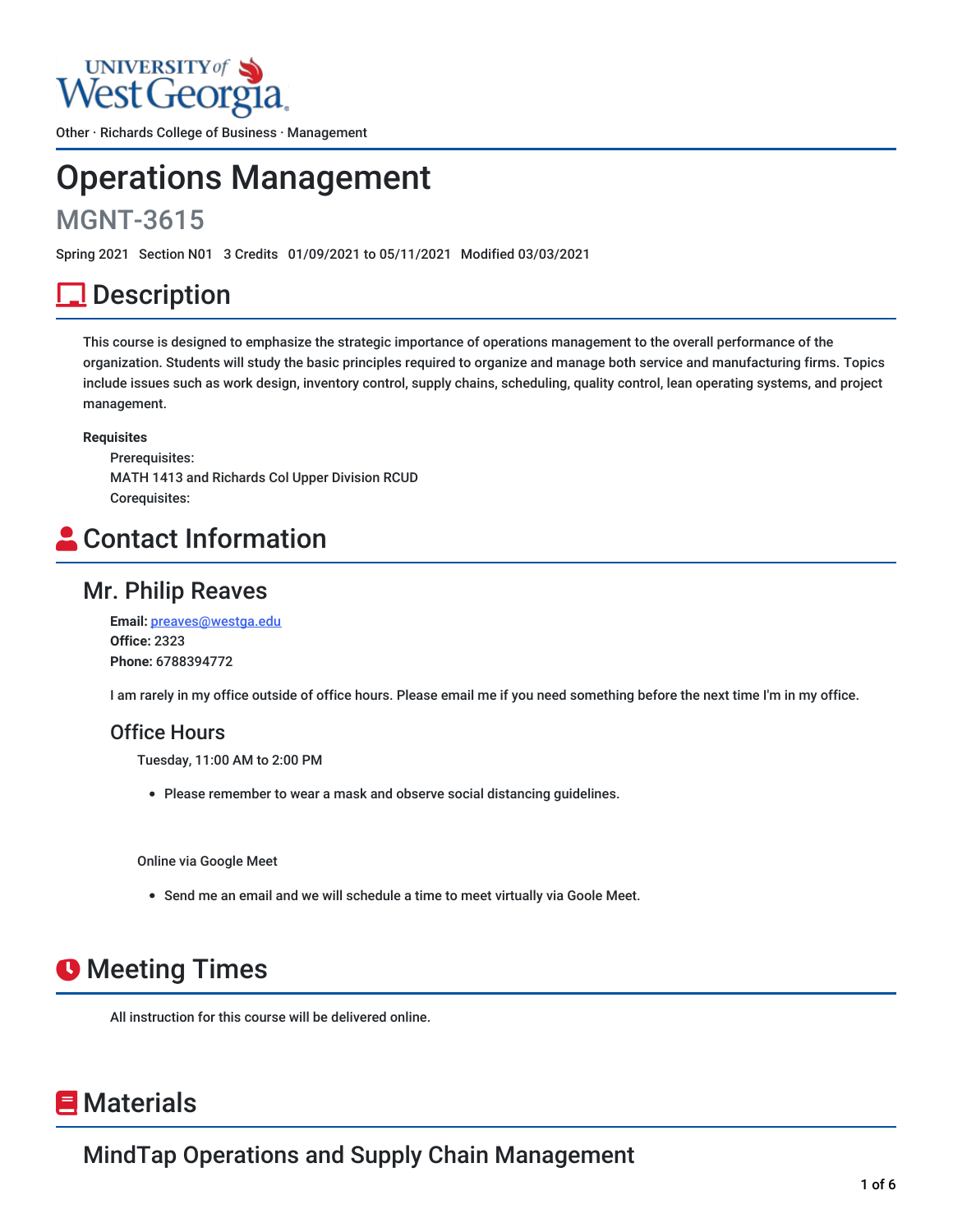Other · Richards College of Business · Management

# Operations Management

## MGNT-3615

Spring 2021 Section N01 3 Credits 01/09/2021 to 05/11/2021 Modified 03/03/2021

## Description

This course is designed to emphasize the strategic importance of operations management to the overall performance of the organization. Students will study the basic principles required to organize and manage both service and manufacturing firms. Topics include issues such as work design, inventory control, supply chains, scheduling, quality control, lean operating systems, and project management.

**Requisites**

Prerequisites:
MATH 1413 and Richards Col Upper Division RCUD
Corequisites:

## Contact Information

### Mr. Philip Reaves

**Email:** preaves@westga.edu
**Office:** 2323
**Phone:** 6788394772

I am rarely in my office outside of office hours. Please email me if you need something before the next time I'm in my office.

#### Office Hours

Tuesday, 11:00 AM to 2:00 PM

- Please remember to wear a mask and observe social distancing guidelines.

Online via Google Meet

- Send me an email and we will schedule a time to meet virtually via Goole Meet.

## Meeting Times

All instruction for this course will be delivered online.

## Materials

### MindTap Operations and Supply Chain Management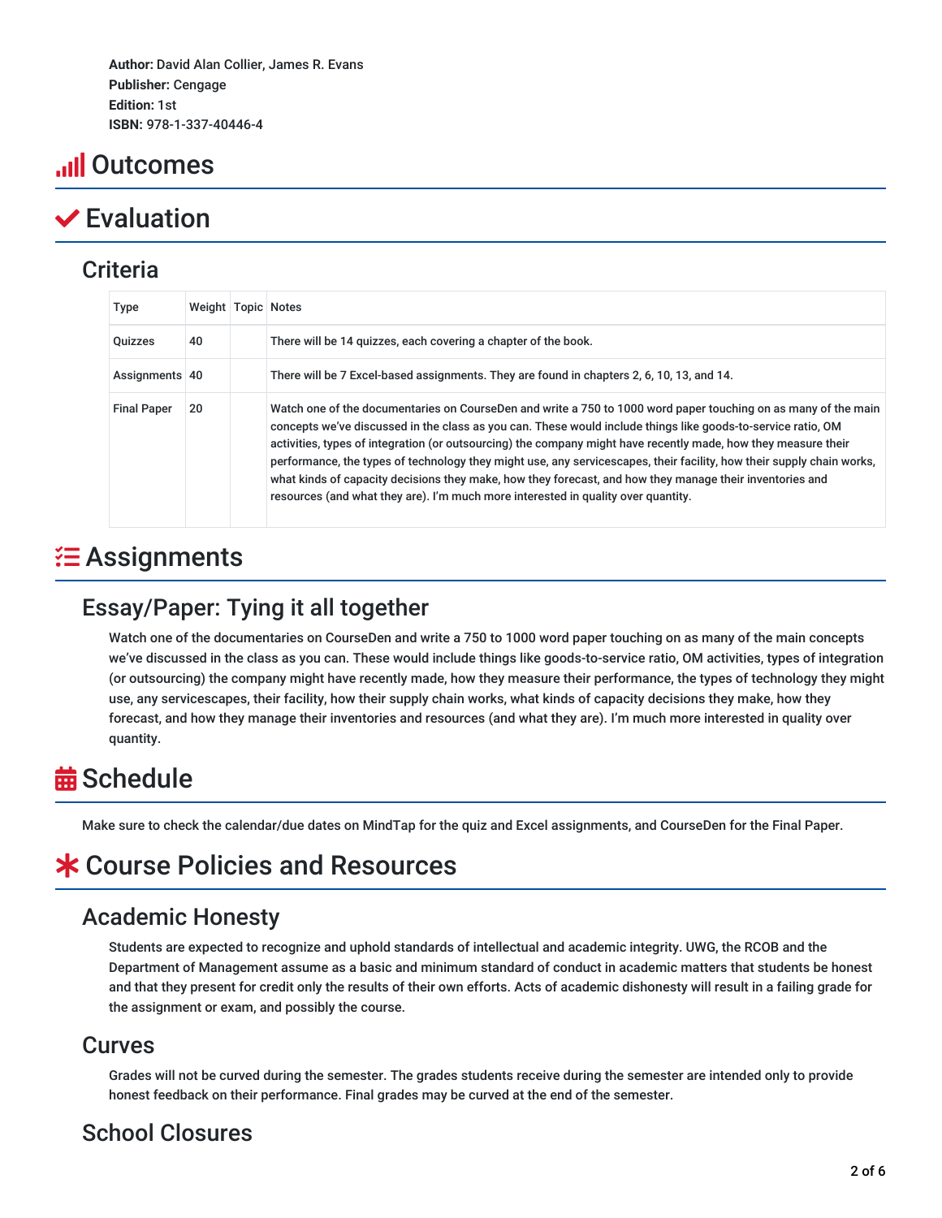**Author:** David Alan Collier, James R. Evans
**Publisher:** Cengage
**Edition:** 1st
**ISBN:** 978-1-337-40446-4

# Outcomes

# Evaluation

## Criteria

| Type | Weight | Topic | Notes |
| --- | --- | --- | --- |
| Quizzes | 40 | | There will be 14 quizzes, each covering a chapter of the book. |
| Assignments | 40 | | There will be 7 Excel-based assignments. They are found in chapters 2, 6, 10, 13, and 14. |
| Final Paper | 20 | | Watch one of the documentaries on CourseDen and write a 750 to 1000 word paper touching on as many of the main concepts we've discussed in the class as you can. These would include things like goods-to-service ratio, OM activities, types of integration (or outsourcing) the company might have recently made, how they measure their performance, the types of technology they might use, any servicescapes, their facility, how their supply chain works, what kinds of capacity decisions they make, how they forecast, and how they manage their inventories and resources (and what they are). I'm much more interested in quality over quantity. |

# Assignments

## Essay/Paper: Tying it all together

Watch one of the documentaries on CourseDen and write a 750 to 1000 word paper touching on as many of the main concepts we've discussed in the class as you can. These would include things like goods-to-service ratio, OM activities, types of integration (or outsourcing) the company might have recently made, how they measure their performance, the types of technology they might use, any servicescapes, their facility, how their supply chain works, what kinds of capacity decisions they make, how they forecast, and how they manage their inventories and resources (and what they are). I'm much more interested in quality over quantity.

# Schedule

Make sure to check the calendar/due dates on MindTap for the quiz and Excel assignments, and CourseDen for the Final Paper.

# Course Policies and Resources

## Academic Honesty

Students are expected to recognize and uphold standards of intellectual and academic integrity. UWG, the RCOB and the Department of Management assume as a basic and minimum standard of conduct in academic matters that students be honest and that they present for credit only the results of their own efforts. Acts of academic dishonesty will result in a failing grade for the assignment or exam, and possibly the course.

## Curves

Grades will not be curved during the semester. The grades students receive during the semester are intended only to provide honest feedback on their performance. Final grades may be curved at the end of the semester.

## School Closures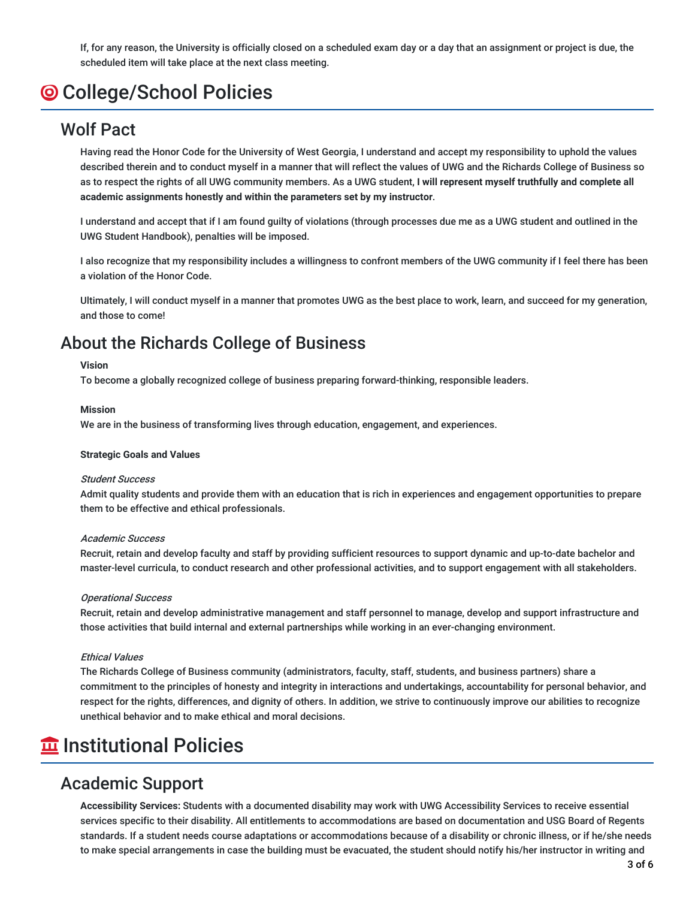If, for any reason, the University is officially closed on a scheduled exam day or a day that an assignment or project is due, the scheduled item will take place at the next class meeting.

# College/School Policies

## Wolf Pact

Having read the Honor Code for the University of West Georgia, I understand and accept my responsibility to uphold the values described therein and to conduct myself in a manner that will reflect the values of UWG and the Richards College of Business so as to respect the rights of all UWG community members. As a UWG student, **I will represent myself truthfully and complete all academic assignments honestly and within the parameters set by my instructor**.

I understand and accept that if I am found guilty of violations (through processes due me as a UWG student and outlined in the UWG Student Handbook), penalties will be imposed.

I also recognize that my responsibility includes a willingness to confront members of the UWG community if I feel there has been a violation of the Honor Code.

Ultimately, I will conduct myself in a manner that promotes UWG as the best place to work, learn, and succeed for my generation, and those to come!

## About the Richards College of Business

**Vision**
To become a globally recognized college of business preparing forward-thinking, responsible leaders.

**Mission**
We are in the business of transforming lives through education, engagement, and experiences.

**Strategic Goals and Values**

*Student Success*
Admit quality students and provide them with an education that is rich in experiences and engagement opportunities to prepare them to be effective and ethical professionals.

*Academic Success*
Recruit, retain and develop faculty and staff by providing sufficient resources to support dynamic and up-to-date bachelor and master-level curricula, to conduct research and other professional activities, and to support engagement with all stakeholders.

*Operational Success*
Recruit, retain and develop administrative management and staff personnel to manage, develop and support infrastructure and those activities that build internal and external partnerships while working in an ever-changing environment.

*Ethical Values*
The Richards College of Business community (administrators, faculty, staff, students, and business partners) share a commitment to the principles of honesty and integrity in interactions and undertakings, accountability for personal behavior, and respect for the rights, differences, and dignity of others. In addition, we strive to continuously improve our abilities to recognize unethical behavior and to make ethical and moral decisions.

# Institutional Policies

## Academic Support

**Accessibility Services:** Students with a documented disability may work with UWG Accessibility Services to receive essential services specific to their disability. All entitlements to accommodations are based on documentation and USG Board of Regents standards. If a student needs course adaptations or accommodations because of a disability or chronic illness, or if he/she needs to make special arrangements in case the building must be evacuated, the student should notify his/her instructor in writing and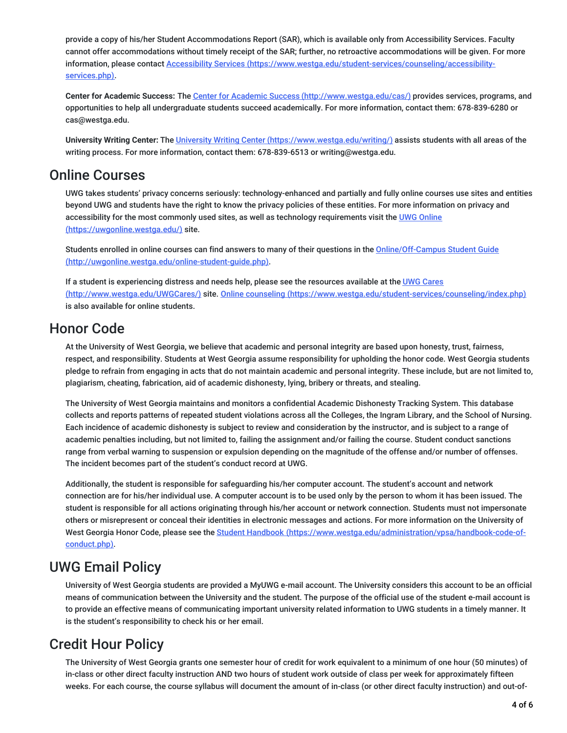provide a copy of his/her Student Accommodations Report (SAR), which is available only from Accessibility Services. Faculty cannot offer accommodations without timely receipt of the SAR; further, no retroactive accommodations will be given. For more information, please contact [Accessibility Services (https://www.westga.edu/student-services/counseling/accessibility-services.php)](https://www.westga.edu/student-services/counseling/accessibility-services.php).

**Center for Academic Success:** The [Center for Academic Success (http://www.westga.edu/cas/)](http://www.westga.edu/cas/) provides services, programs, and opportunities to help all undergraduate students succeed academically. For more information, contact them: 678-839-6280 or cas@westga.edu.

**University Writing Center:** The [University Writing Center (https://www.westga.edu/writing/)](https://www.westga.edu/writing/) assists students with all areas of the writing process. For more information, contact them: 678-839-6513 or writing@westga.edu.

## Online Courses

UWG takes students' privacy concerns seriously: technology-enhanced and partially and fully online courses use sites and entities beyond UWG and students have the right to know the privacy policies of these entities. For more information on privacy and accessibility for the most commonly used sites, as well as technology requirements visit the [UWG Online (https://uwgonline.westga.edu/)](https://uwgonline.westga.edu/) site.

Students enrolled in online courses can find answers to many of their questions in the [Online/Off-Campus Student Guide (http://uwgonline.westga.edu/online-student-guide.php)](http://uwgonline.westga.edu/online-student-guide.php).

If a student is experiencing distress and needs help, please see the resources available at the [UWG Cares (http://www.westga.edu/UWGCares/)](http://www.westga.edu/UWGCares/) site. [Online counseling (https://www.westga.edu/student-services/counseling/index.php)](https://www.westga.edu/student-services/counseling/index.php) is also available for online students.

## Honor Code

At the University of West Georgia, we believe that academic and personal integrity are based upon honesty, trust, fairness, respect, and responsibility. Students at West Georgia assume responsibility for upholding the honor code. West Georgia students pledge to refrain from engaging in acts that do not maintain academic and personal integrity. These include, but are not limited to, plagiarism, cheating, fabrication, aid of academic dishonesty, lying, bribery or threats, and stealing.

The University of West Georgia maintains and monitors a confidential Academic Dishonesty Tracking System. This database collects and reports patterns of repeated student violations across all the Colleges, the Ingram Library, and the School of Nursing. Each incidence of academic dishonesty is subject to review and consideration by the instructor, and is subject to a range of academic penalties including, but not limited to, failing the assignment and/or failing the course. Student conduct sanctions range from verbal warning to suspension or expulsion depending on the magnitude of the offense and/or number of offenses. The incident becomes part of the student's conduct record at UWG.

Additionally, the student is responsible for safeguarding his/her computer account. The student's account and network connection are for his/her individual use. A computer account is to be used only by the person to whom it has been issued. The student is responsible for all actions originating through his/her account or network connection. Students must not impersonate others or misrepresent or conceal their identities in electronic messages and actions. For more information on the University of West Georgia Honor Code, please see the [Student Handbook (https://www.westga.edu/administration/vpsa/handbook-code-of-conduct.php)](https://www.westga.edu/administration/vpsa/handbook-code-of-conduct.php).

## UWG Email Policy

University of West Georgia students are provided a MyUWG e-mail account. The University considers this account to be an official means of communication between the University and the student. The purpose of the official use of the student e-mail account is to provide an effective means of communicating important university related information to UWG students in a timely manner. It is the student's responsibility to check his or her email.

## Credit Hour Policy

The University of West Georgia grants one semester hour of credit for work equivalent to a minimum of one hour (50 minutes) of in-class or other direct faculty instruction AND two hours of student work outside of class per week for approximately fifteen weeks. For each course, the course syllabus will document the amount of in-class (or other direct faculty instruction) and out-of-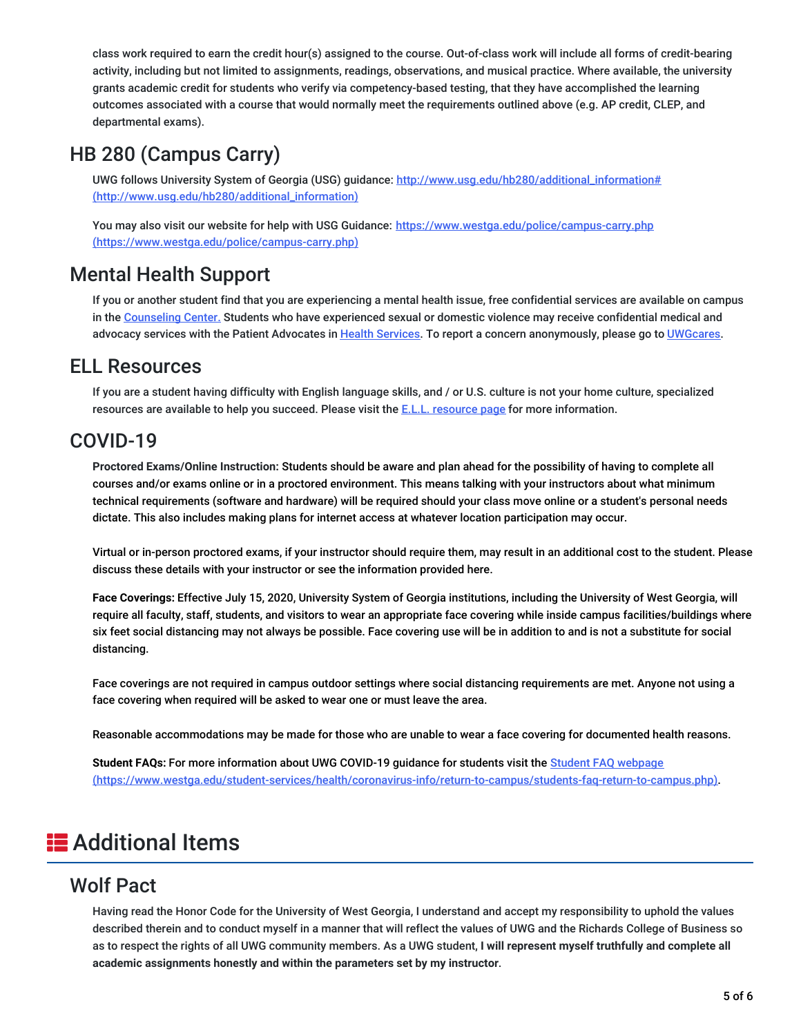class work required to earn the credit hour(s) assigned to the course. Out-of-class work will include all forms of credit-bearing activity, including but not limited to assignments, readings, observations, and musical practice. Where available, the university grants academic credit for students who verify via competency-based testing, that they have accomplished the learning outcomes associated with a course that would normally meet the requirements outlined above (e.g. AP credit, CLEP, and departmental exams).

## HB 280 (Campus Carry)

UWG follows University System of Georgia (USG) guidance: http://www.usg.edu/hb280/additional_information# (http://www.usg.edu/hb280/additional_information)

You may also visit our website for help with USG Guidance: https://www.westga.edu/police/campus-carry.php (https://www.westga.edu/police/campus-carry.php)

## Mental Health Support

If you or another student find that you are experiencing a mental health issue, free confidential services are available on campus in the Counseling Center. Students who have experienced sexual or domestic violence may receive confidential medical and advocacy services with the Patient Advocates in Health Services. To report a concern anonymously, please go to UWGcares.

## ELL Resources

If you are a student having difficulty with English language skills, and / or U.S. culture is not your home culture, specialized resources are available to help you succeed. Please visit the E.L.L. resource page for more information.

## COVID-19

**Proctored Exams/Online Instruction: Students should be aware and plan ahead for the possibility of having to complete all courses and/or exams online or in a proctored environment. This means talking with your instructors about what minimum technical requirements (software and hardware) will be required should your class move online or a student's personal needs dictate. This also includes making plans for internet access at whatever location participation may occur.**

**Virtual or in-person proctored exams, if your instructor should require them, may result in an additional cost to the student. Please discuss these details with your instructor or see the information provided here.**

**Face Coverings:** Effective July 15, 2020, University System of Georgia institutions, including the University of West Georgia, will require all faculty, staff, students, and visitors to wear an appropriate face covering while inside campus facilities/buildings where six feet social distancing may not always be possible. Face covering use will be in addition to and is not a substitute for social distancing.

Face coverings are not required in campus outdoor settings where social distancing requirements are met. Anyone not using a face covering when required will be asked to wear one or must leave the area.

Reasonable accommodations may be made for those who are unable to wear a face covering for documented health reasons.

**Student FAQs:** For more information about UWG COVID-19 guidance for students visit the Student FAQ webpage (https://www.westga.edu/student-services/health/coronavirus-info/return-to-campus/students-faq-return-to-campus.php).

# Additional Items

## Wolf Pact

Having read the Honor Code for the University of West Georgia, I understand and accept my responsibility to uphold the values described therein and to conduct myself in a manner that will reflect the values of UWG and the Richards College of Business so as to respect the rights of all UWG community members. As a UWG student, **I will represent myself truthfully and complete all academic assignments honestly and within the parameters set by my instructor**.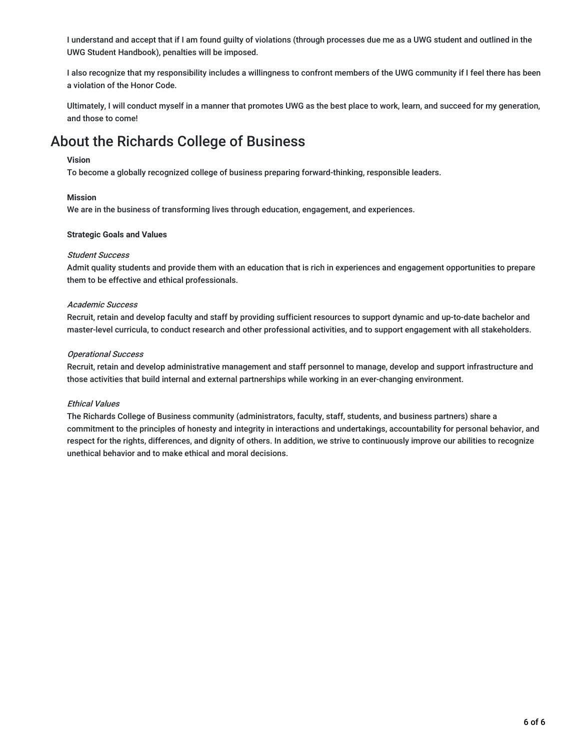I understand and accept that if I am found guilty of violations (through processes due me as a UWG student and outlined in the UWG Student Handbook), penalties will be imposed.

I also recognize that my responsibility includes a willingness to confront members of the UWG community if I feel there has been a violation of the Honor Code.

Ultimately, I will conduct myself in a manner that promotes UWG as the best place to work, learn, and succeed for my generation, and those to come!

## About the Richards College of Business

**Vision**
To become a globally recognized college of business preparing forward-thinking, responsible leaders.

**Mission**
We are in the business of transforming lives through education, engagement, and experiences.

**Strategic Goals and Values**

*Student Success*
Admit quality students and provide them with an education that is rich in experiences and engagement opportunities to prepare them to be effective and ethical professionals.

*Academic Success*
Recruit, retain and develop faculty and staff by providing sufficient resources to support dynamic and up-to-date bachelor and master-level curricula, to conduct research and other professional activities, and to support engagement with all stakeholders.

*Operational Success*
Recruit, retain and develop administrative management and staff personnel to manage, develop and support infrastructure and those activities that build internal and external partnerships while working in an ever-changing environment.

*Ethical Values*
The Richards College of Business community (administrators, faculty, staff, students, and business partners) share a commitment to the principles of honesty and integrity in interactions and undertakings, accountability for personal behavior, and respect for the rights, differences, and dignity of others. In addition, we strive to continuously improve our abilities to recognize unethical behavior and to make ethical and moral decisions.